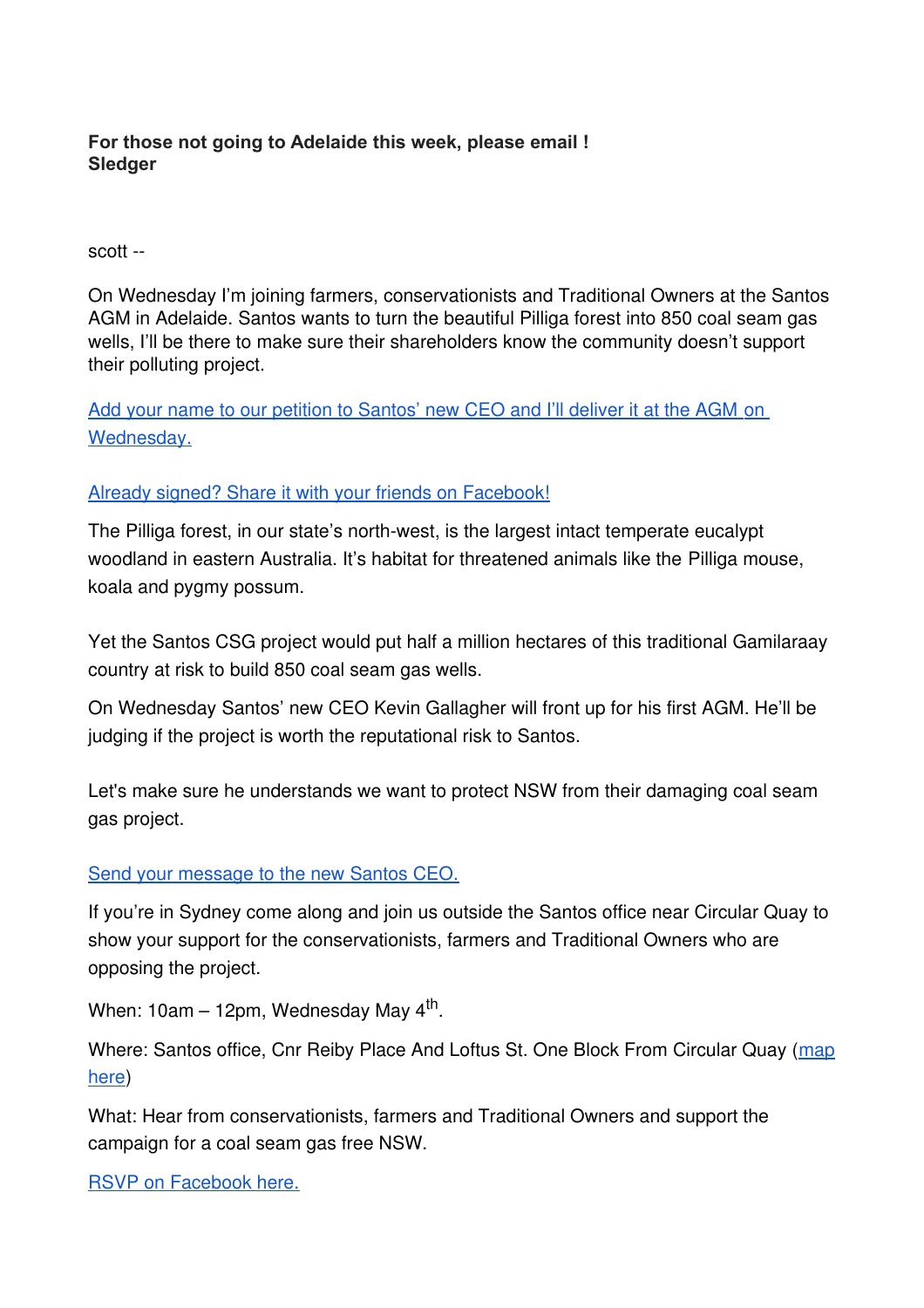**For those not going to Adelaide this week, please email !**
**Sledger**

scott --

On Wednesday I'm joining farmers, conservationists and Traditional Owners at the Santos AGM in Adelaide. Santos wants to turn the beautiful Pilliga forest into 850 coal seam gas wells, I'll be there to make sure their shareholders know the community doesn't support their polluting project.

[Add your name to our petition to Santos' new CEO and I'll deliver it at the AGM on Wednesday.]

[Already signed? Share it with your friends on Facebook!]

The Pilliga forest, in our state's north-west, is the largest intact temperate eucalypt woodland in eastern Australia. It's habitat for threatened animals like the Pilliga mouse, koala and pygmy possum.

Yet the Santos CSG project would put half a million hectares of this traditional Gamilaraay country at risk to build 850 coal seam gas wells.

On Wednesday Santos' new CEO Kevin Gallagher will front up for his first AGM. He'll be judging if the project is worth the reputational risk to Santos.

Let's make sure he understands we want to protect NSW from their damaging coal seam gas project.

[Send your message to the new Santos CEO.]

If you're in Sydney come along and join us outside the Santos office near Circular Quay to show your support for the conservationists, farmers and Traditional Owners who are opposing the project.

When: 10am – 12pm, Wednesday May 4th.

Where: Santos office, Cnr Reiby Place And Loftus St. One Block From Circular Quay ([map here])

What: Hear from conservationists, farmers and Traditional Owners and support the campaign for a coal seam gas free NSW.

[RSVP on Facebook here.]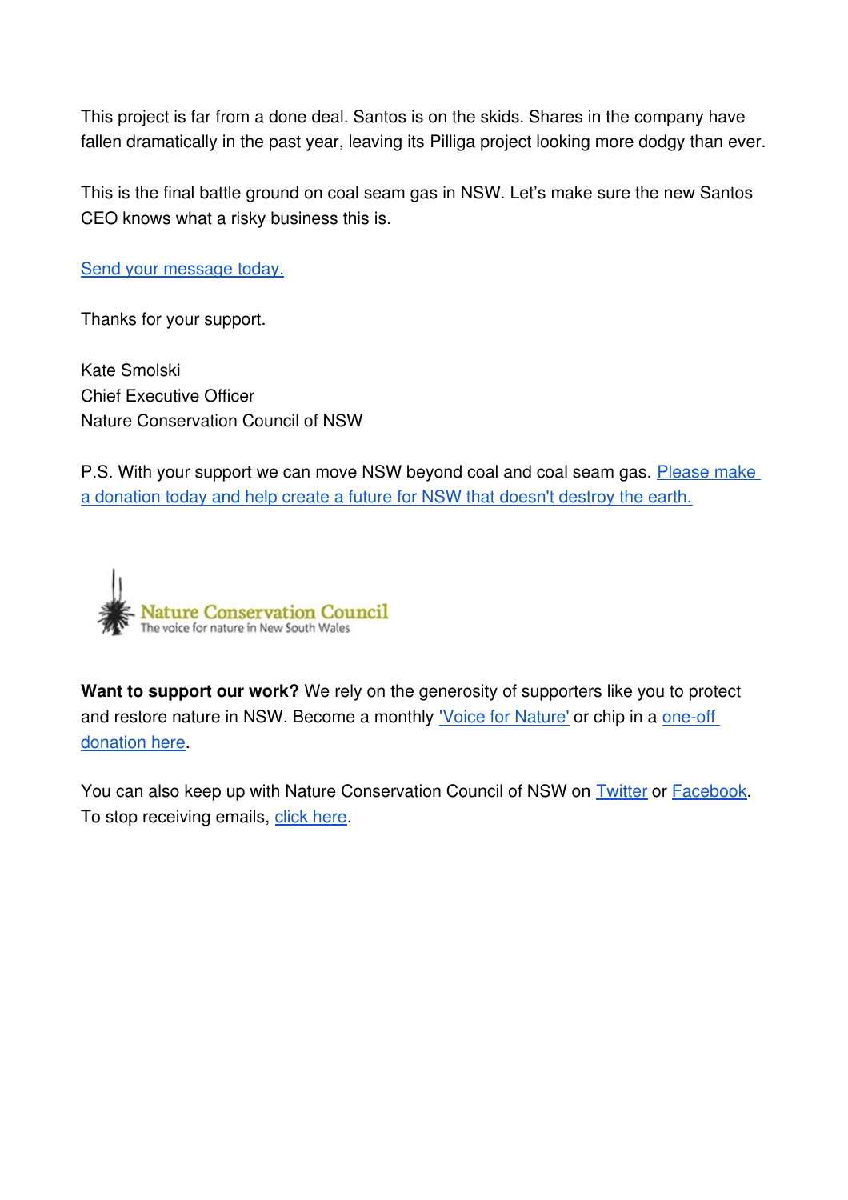This project is far from a done deal. Santos is on the skids. Shares in the company have fallen dramatically in the past year, leaving its Pilliga project looking more dodgy than ever.

This is the final battle ground on coal seam gas in NSW. Let's make sure the new Santos CEO knows what a risky business this is.

Send your message today.

Thanks for your support.

Kate Smolski
Chief Executive Officer
Nature Conservation Council of NSW

P.S. With your support we can move NSW beyond coal and coal seam gas. Please make a donation today and help create a future for NSW that doesn't destroy the earth.

Nature Conservation Council
The voice for nature in New South Wales

**Want to support our work?** We rely on the generosity of supporters like you to protect and restore nature in NSW. Become a monthly 'Voice for Nature' or chip in a one-off donation here.

You can also keep up with Nature Conservation Council of NSW on Twitter or Facebook. To stop receiving emails, click here.